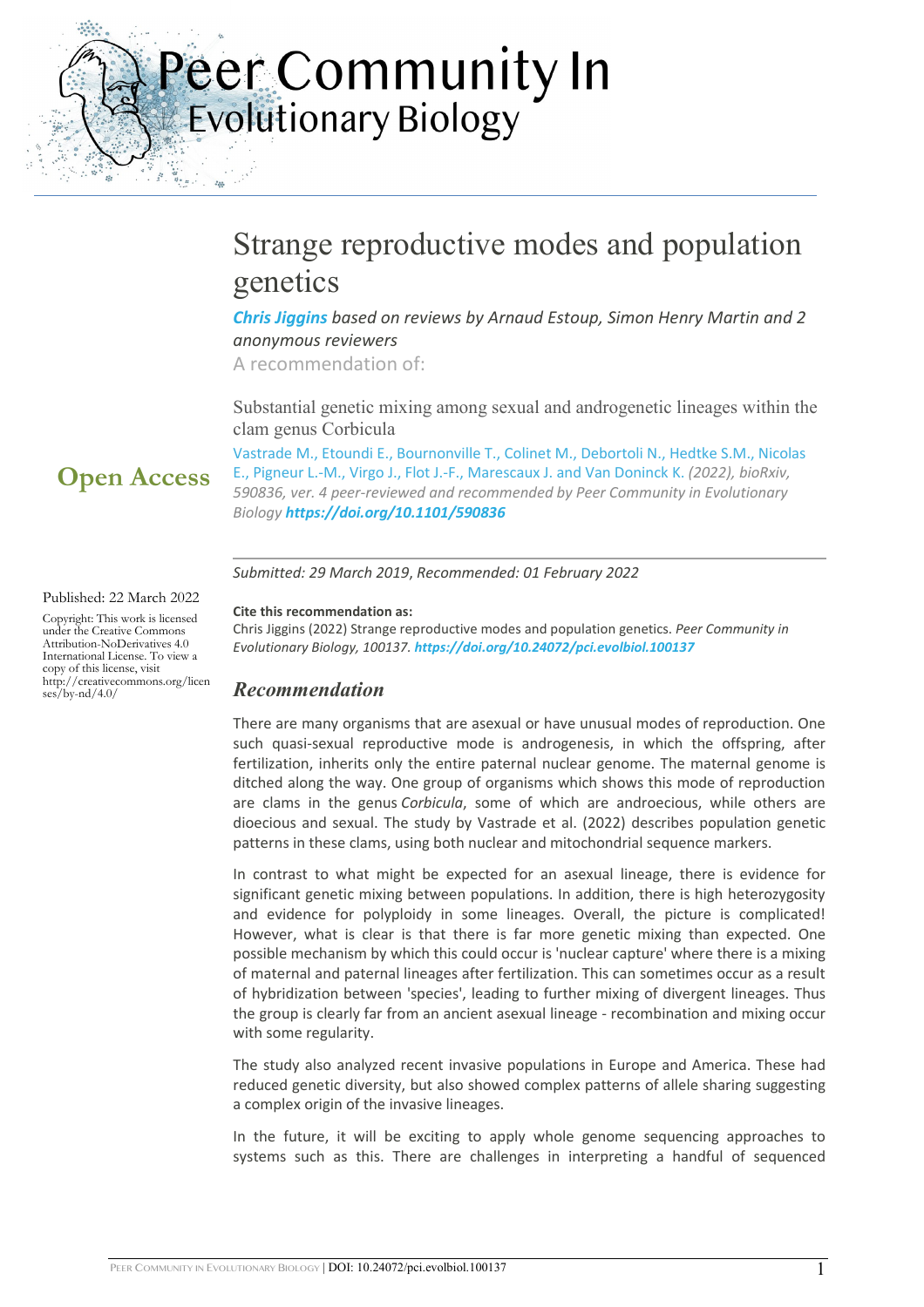# Peer Community In Evolutionary Biology

# Strange reproductive modes and population genetics

***Chris Jiggins** based on reviews by Arnaud Estoup, Simon Henry Martin and 2 anonymous reviewers*

A recommendation of:

Substantial genetic mixing among sexual and androgenetic lineages within the clam genus Corbicula

Vastrade M., Etoundi E., Bournonville T., Colinet M., Debortoli N., Hedtke S.M., Nicolas E., Pigneur L.-M., Virgo J., Flot J.-F., Marescaux J. and Van Doninck K. *(2022), bioRxiv, 590836, ver. 4 peer-reviewed and recommended by Peer Community in Evolutionary Biology* ***https://doi.org/10.1101/590836***

**Open Access**

*Submitted: 29 March 2019, Recommended: 01 February 2022*

Published: 22 March 2022

Copyright: This work is licensed under the Creative Commons Attribution-NoDerivatives 4.0 International License. To view a copy of this license, visit http://creativecommons.org/licenses/by-nd/4.0/

**Cite this recommendation as:**

Chris Jiggins (2022) Strange reproductive modes and population genetics. *Peer Community in Evolutionary Biology, 100137.* ***https://doi.org/10.24072/pci.evolbiol.100137***

## *Recommendation*

There are many organisms that are asexual or have unusual modes of reproduction. One such quasi-sexual reproductive mode is androgenesis, in which the offspring, after fertilization, inherits only the entire paternal nuclear genome. The maternal genome is ditched along the way. One group of organisms which shows this mode of reproduction are clams in the genus *Corbicula*, some of which are androecious, while others are dioecious and sexual. The study by Vastrade et al. (2022) describes population genetic patterns in these clams, using both nuclear and mitochondrial sequence markers.

In contrast to what might be expected for an asexual lineage, there is evidence for significant genetic mixing between populations. In addition, there is high heterozygosity and evidence for polyploidy in some lineages. Overall, the picture is complicated! However, what is clear is that there is far more genetic mixing than expected. One possible mechanism by which this could occur is 'nuclear capture' where there is a mixing of maternal and paternal lineages after fertilization. This can sometimes occur as a result of hybridization between 'species', leading to further mixing of divergent lineages. Thus the group is clearly far from an ancient asexual lineage - recombination and mixing occur with some regularity.

The study also analyzed recent invasive populations in Europe and America. These had reduced genetic diversity, but also showed complex patterns of allele sharing suggesting a complex origin of the invasive lineages.

In the future, it will be exciting to apply whole genome sequencing approaches to systems such as this. There are challenges in interpreting a handful of sequenced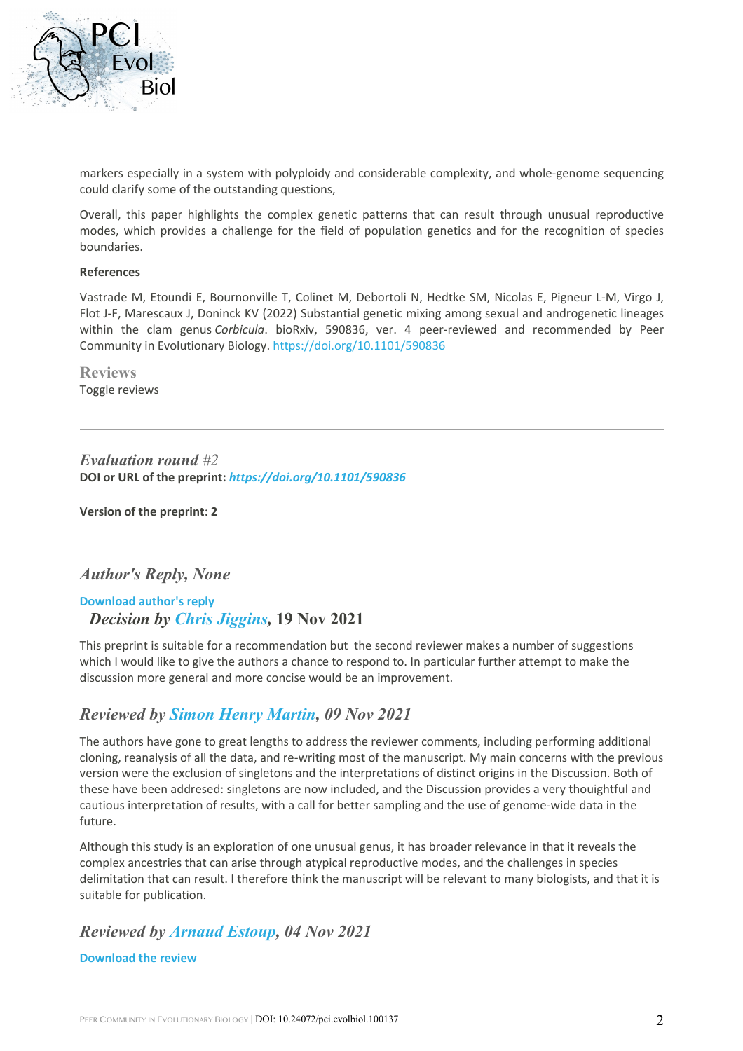markers especially in a system with polyploidy and considerable complexity, and whole-genome sequencing could clarify some of the outstanding questions,

Overall, this paper highlights the complex genetic patterns that can result through unusual reproductive modes, which provides a challenge for the field of population genetics and for the recognition of species boundaries.

**References**

Vastrade M, Etoundi E, Bournonville T, Colinet M, Debortoli N, Hedtke SM, Nicolas E, Pigneur L-M, Virgo J, Flot J-F, Marescaux J, Doninck KV (2022) Substantial genetic mixing among sexual and androgenetic lineages within the clam genus *Corbicula*. bioRxiv, 590836, ver. 4 peer-reviewed and recommended by Peer Community in Evolutionary Biology. https://doi.org/10.1101/590836

## Reviews

Toggle reviews

---

### *Evaluation round #2*

**DOI or URL of the preprint:** ***https://doi.org/10.1101/590836***

**Version of the preprint: 2**

### *Author's Reply, None*

**Download author's reply**

### *Decision by Chris Jiggins, 19 Nov 2021*

This preprint is suitable for a recommendation but the second reviewer makes a number of suggestions which I would like to give the authors a chance to respond to. In particular further attempt to make the discussion more general and more concise would be an improvement.

### *Reviewed by Simon Henry Martin, 09 Nov 2021*

The authors have gone to great lengths to address the reviewer comments, including performing additional cloning, reanalysis of all the data, and re-writing most of the manuscript. My main concerns with the previous version were the exclusion of singletons and the interpretations of distinct origins in the Discussion. Both of these have been addresed: singletons are now included, and the Discussion provides a very thoughtful and cautious interpretation of results, with a call for better sampling and the use of genome-wide data in the future.

Although this study is an exploration of one unusual genus, it has broader relevance in that it reveals the complex ancestries that can arise through atypical reproductive modes, and the challenges in species delimitation that can result. I therefore think the manuscript will be relevant to many biologists, and that it is suitable for publication.

### *Reviewed by Arnaud Estoup, 04 Nov 2021*

**Download the review**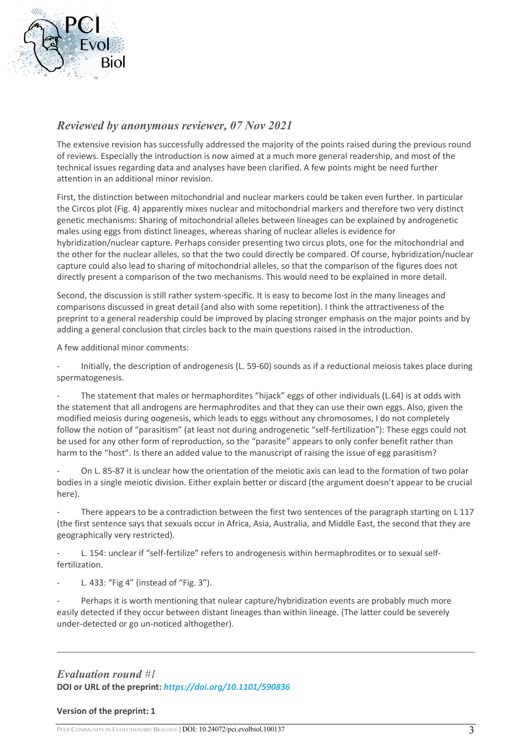### *Reviewed by anonymous reviewer, 07 Nov 2021*

The extensive revision has successfully addressed the majority of the points raised during the previous round of reviews. Especially the introduction is now aimed at a much more general readership, and most of the technical issues regarding data and analyses have been clarified. A few points might be need further attention in an additional minor revision.

First, the distinction between mitochondrial and nuclear markers could be taken even further. In particular the Circos plot (Fig. 4) apparently mixes nuclear and mitochondrial markers and therefore two very distinct genetic mechanisms: Sharing of mitochondrial alleles between lineages can be explained by androgenetic males using eggs from distinct lineages, whereas sharing of nuclear alleles is evidence for hybridization/nuclear capture. Perhaps consider presenting two circus plots, one for the mitochondrial and the other for the nuclear alleles, so that the two could directly be compared. Of course, hybridization/nuclear capture could also lead to sharing of mitochondrial alleles, so that the comparison of the figures does not directly present a comparison of the two mechanisms. This would need to be explained in more detail.

Second, the discussion is still rather system-specific. It is easy to become lost in the many lineages and comparisons discussed in great detail (and also with some repetition). I think the attractiveness of the preprint to a general readership could be improved by placing stronger emphasis on the major points and by adding a general conclusion that circles back to the main questions raised in the introduction.

A few additional minor comments:

- Initially, the description of androgenesis (L. 59-60) sounds as if a reductional meiosis takes place during spermatogenesis.
- The statement that males or hermaphrodites "hijack" eggs of other individuals (L.64) is at odds with the statement that all androgens are hermaphrodites and that they can use their own eggs. Also, given the modified meiosis during oogenesis, which leads to eggs without any chromosomes, I do not completely follow the notion of "parasitism" (at least not during androgenetic "self-fertilization"): These eggs could not be used for any other form of reproduction, so the "parasite" appears to only confer benefit rather than harm to the "host". Is there an added value to the manuscript of raising the issue of egg parasitism?
- On L. 85-87 it is unclear how the orientation of the meiotic axis can lead to the formation of two polar bodies in a single meiotic division. Either explain better or discard (the argument doesn't appear to be crucial here).
- There appears to be a contradiction between the first two sentences of the paragraph starting on L 117 (the first sentence says that sexuals occur in Africa, Asia, Australia, and Middle East, the second that they are geographically very restricted).
- L. 154: unclear if "self-fertilize" refers to androgenesis within hermaphrodites or to sexual self-fertilization.
- L. 433: "Fig 4" (instead of "Fig. 3").
- Perhaps it is worth mentioning that nulear capture/hybridization events are probably much more easily detected if they occur between distant lineages than within lineage. (The latter could be severely under-detected or go un-noticedalthogether).

---

### *Evaluation round #1*

**DOI or URL of the preprint:** ***https://doi.org/10.1101/590836***

**Version of the preprint: 1**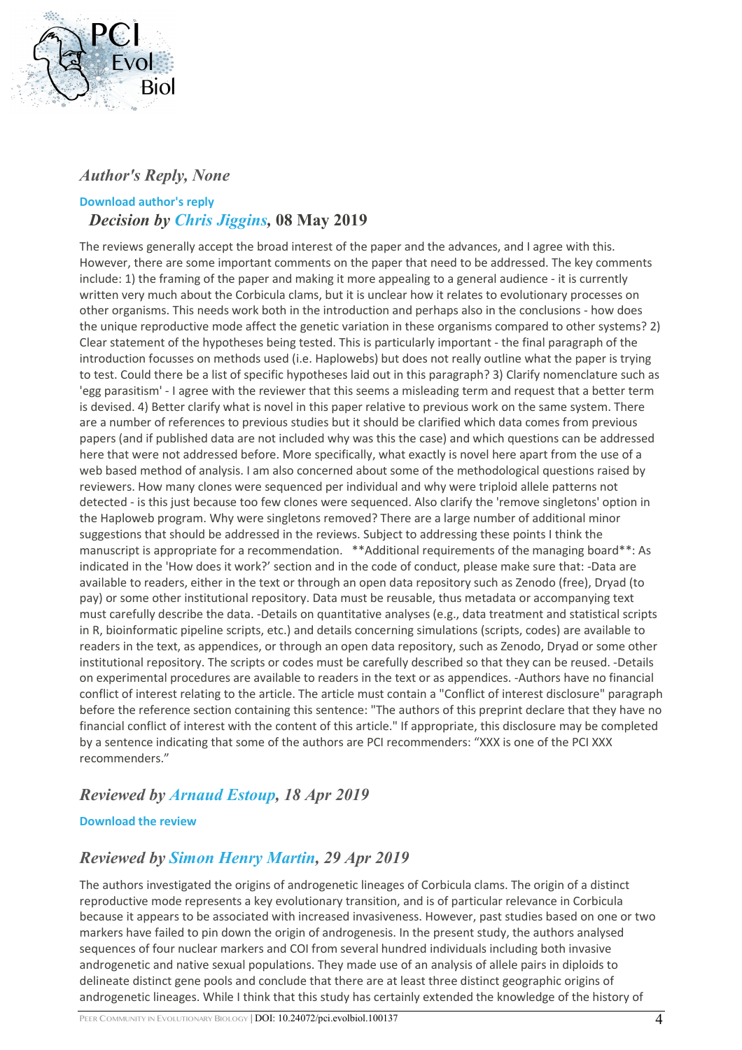### *Author's Reply, None*

Download author's reply

### *Decision by Chris Jiggins, 08 May 2019*

The reviews generally accept the broad interest of the paper and the advances, and I agree with this. However, there are some important comments on the paper that need to be addressed. The key comments include: 1) the framing of the paper and making it more appealing to a general audience - it is currently written very much about the Corbicula clams, but it is unclear how it relates to evolutionary processes on other organisms. This needs work both in the introduction and perhaps also in the conclusions - how does the unique reproductive mode affect the genetic variation in these organisms compared to other systems? 2) Clear statement of the hypotheses being tested. This is particularly important - the final paragraph of the introduction focusses on methods used (i.e. Haplowebs) but does not really outline what the paper is trying to test. Could there be a list of specific hypotheses laid out in this paragraph? 3) Clarify nomenclature such as 'egg parasitism' - I agree with the reviewer that this seems a misleading term and request that a better term is devised. 4) Better clarify what is novel in this paper relative to previous work on the same system. There are a number of references to previous studies but it should be clarified which data comes from previous papers (and if published data are not included why was this the case) and which questions can be addressed here that were not addressed before. More specifically, what exactly is novel here apart from the use of a web based method of analysis. I am also concerned about some of the methodological questions raised by reviewers. How many clones were sequenced per individual and why were triploid allele patterns not detected - is this just because too few clones were sequenced. Also clarify the 'remove singletons' option in the Haploweb program. Why were singletons removed? There are a large number of additional minor suggestions that should be addressed in the reviews. Subject to addressing these points I think the manuscript is appropriate for a recommendation. **Additional requirements of the managing board**: As indicated in the 'How does it work?' section and in the code of conduct, please make sure that: -Data are available to readers, either in the text or through an open data repository such as Zenodo (free), Dryad (to pay) or some other institutional repository. Data must be reusable, thus metadata or accompanying text must carefully describe the data. -Details on quantitative analyses (e.g., data treatment and statistical scripts in R, bioinformatic pipeline scripts, etc.) and details concerning simulations (scripts, codes) are available to readers in the text, as appendices, or through an open data repository, such as Zenodo, Dryad or some other institutional repository. The scripts or codes must be carefully described so that they can be reused. -Details on experimental procedures are available to readers in the text or as appendices. -Authors have no financial conflict of interest relating to the article. The article must contain a "Conflict of interest disclosure" paragraph before the reference section containing this sentence: "The authors of this preprint declare that they have no financial conflict of interest with the content of this article." If appropriate, this disclosure may be completed by a sentence indicating that some of the authors are PCI recommenders: "XXX is one of the PCI XXX recommenders."

### *Reviewed by Arnaud Estoup, 18 Apr 2019*

Download the review

### *Reviewed by Simon Henry Martin, 29 Apr 2019*

The authors investigated the origins of androgenetic lineages of Corbicula clams. The origin of a distinct reproductive mode represents a key evolutionary transition, and is of particular relevance in Corbicula because it appears to be associated with increased invasiveness. However, past studies based on one or two markers have failed to pin down the origin of androgenesis. In the present study, the authors analysed sequences of four nuclear markers and COI from several hundred individuals including both invasive androgenetic and native sexual populations. They made use of an analysis of allele pairs in diploids to delineate distinct gene pools and conclude that there are at least three distinct geographic origins of androgenetic lineages. While I think that this study has certainly extended the knowledge of the history of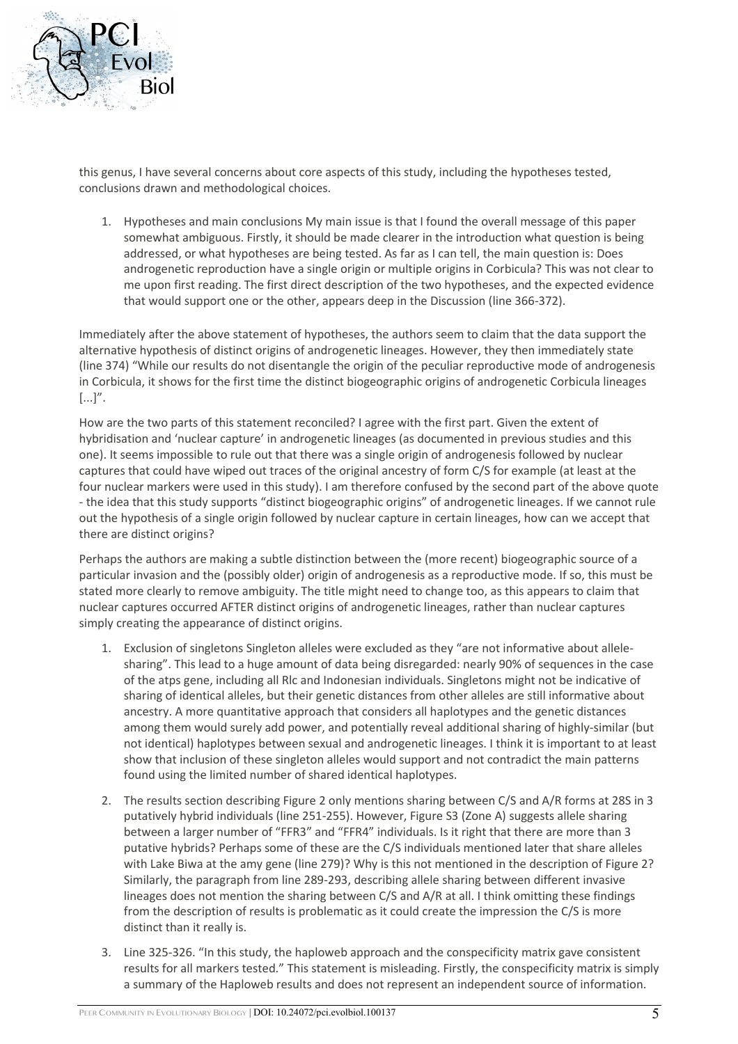this genus, I have several concerns about core aspects of this study, including the hypotheses tested, conclusions drawn and methodological choices.

1. Hypotheses and main conclusions My main issue is that I found the overall message of this paper somewhat ambiguous. Firstly, it should be made clearer in the introduction what question is being addressed, or what hypotheses are being tested. As far as I can tell, the main question is: Does androgenetic reproduction have a single origin or multiple origins in Corbicula? This was not clear to me upon first reading. The first direct description of the two hypotheses, and the expected evidence that would support one or the other, appears deep in the Discussion (line 366-372).

Immediately after the above statement of hypotheses, the authors seem to claim that the data support the alternative hypothesis of distinct origins of androgenetic lineages. However, they then immediately state (line 374) "While our results do not disentangle the origin of the peculiar reproductive mode of androgenesis in Corbicula, it shows for the first time the distinct biogeographic origins of androgenetic Corbicula lineages [...]".

How are the two parts of this statement reconciled? I agree with the first part. Given the extent of hybridisation and 'nuclear capture' in androgenetic lineages (as documented in previous studies and this one). It seems impossible to rule out that there was a single origin of androgenesis followed by nuclear captures that could have wiped out traces of the original ancestry of form C/S for example (at least at the four nuclear markers were used in this study). I am therefore confused by the second part of the above quote - the idea that this study supports "distinct biogeographic origins" of androgenetic lineages. If we cannot rule out the hypothesis of a single origin followed by nuclear capture in certain lineages, how can we accept that there are distinct origins?

Perhaps the authors are making a subtle distinction between the (more recent) biogeographic source of a particular invasion and the (possibly older) origin of androgenesis as a reproductive mode. If so, this must be stated more clearly to remove ambiguity. The title might need to change too, as this appears to claim that nuclear captures occurred AFTER distinct origins of androgenetic lineages, rather than nuclear captures simply creating the appearance of distinct origins.

1. Exclusion of singletons Singleton alleles were excluded as they "are not informative about allele-sharing". This lead to a huge amount of data being disregarded: nearly 90% of sequences in the case of the atps gene, including all Rlc and Indonesian individuals. Singletons might not be indicative of sharing of identical alleles, but their genetic distances from other alleles are still informative about ancestry. A more quantitative approach that considers all haplotypes and the genetic distances among them would surely add power, and potentially reveal additional sharing of highly-similar (but not identical) haplotypes between sexual and androgenetic lineages. I think it is important to at least show that inclusion of these singleton alleles would support and not contradict the main patterns found using the limited number of shared identical haplotypes.
2. The results section describing Figure 2 only mentions sharing between C/S and A/R forms at 28S in 3 putatively hybrid individuals (line 251-255). However, Figure S3 (Zone A) suggests allele sharing between a larger number of "FFR3" and "FFR4" individuals. Is it right that there are more than 3 putative hybrids? Perhaps some of these are the C/S individuals mentioned later that share alleles with Lake Biwa at the amy gene (line 279)? Why is this not mentioned in the description of Figure 2? Similarly, the paragraph from line 289-293, describing allele sharing between different invasive lineages does not mention the sharing between C/S and A/R at all. I think omitting these findings from the description of results is problematic as it could create the impression the C/S is more distinct than it really is.
3. Line 325-326. "In this study, the haploweb approach and the conspecificity matrix gave consistent results for all markers tested." This statement is misleading. Firstly, the conspecificity matrix is simply a summary of the Haploweb results and does not represent an independent source of information.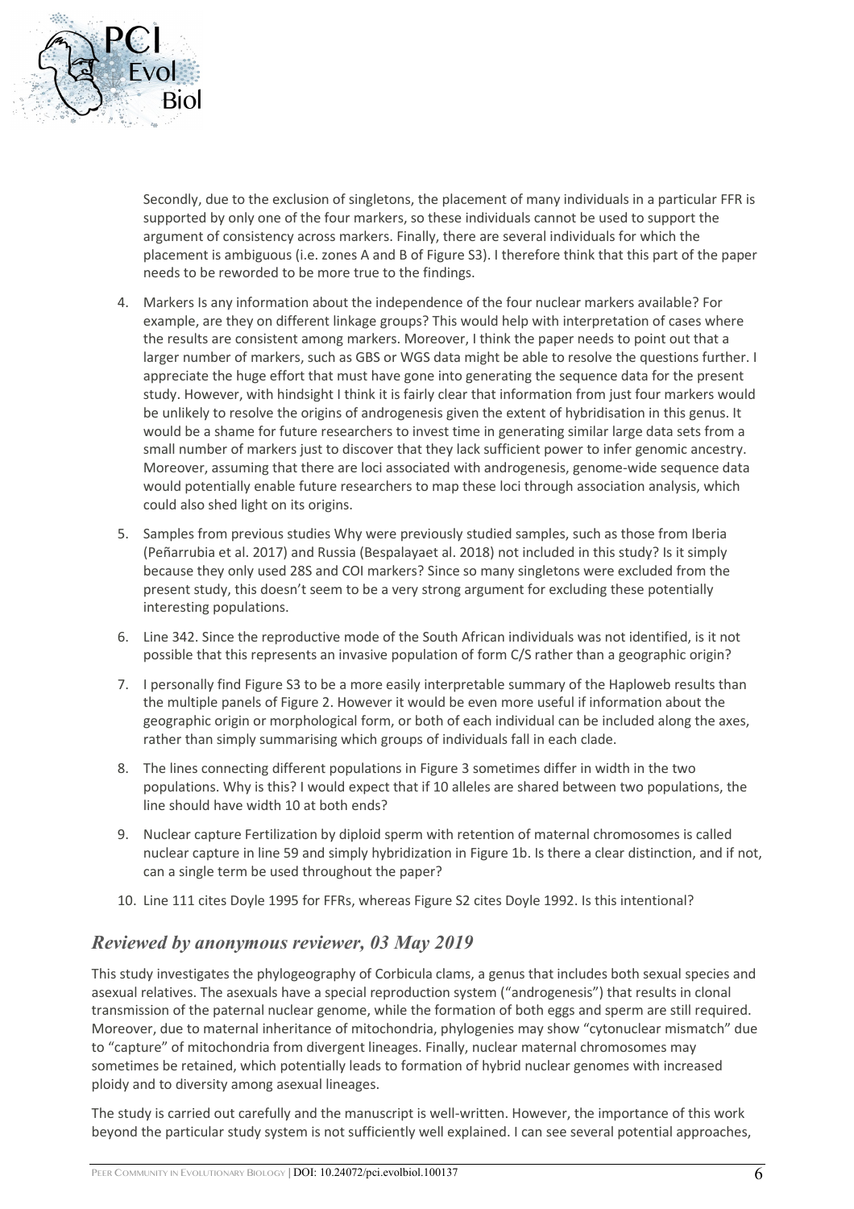Secondly, due to the exclusion of singletons, the placement of many individuals in a particular FFR is supported by only one of the four markers, so these individuals cannot be used to support the argument of consistency across markers. Finally, there are several individuals for which the placement is ambiguous (i.e. zones A and B of Figure S3). I therefore think that this part of the paper needs to be reworded to be more true to the findings.

4. Markers Is any information about the independence of the four nuclear markers available? For example, are they on different linkage groups? This would help with interpretation of cases where the results are consistent among markers. Moreover, I think the paper needs to point out that a larger number of markers, such as GBS or WGS data might be able to resolve the questions further. I appreciate the huge effort that must have gone into generating the sequence data for the present study. However, with hindsight I think it is fairly clear that information from just four markers would be unlikely to resolve the origins of androgenesis given the extent of hybridisation in this genus. It would be a shame for future researchers to invest time in generating similar large data sets from a small number of markers just to discover that they lack sufficient power to infer genomic ancestry. Moreover, assuming that there are loci associated with androgenesis, genome-wide sequence data would potentially enable future researchers to map these loci through association analysis, which could also shed light on its origins.
5. Samples from previous studies Why were previously studied samples, such as those from Iberia (Peñarrubia et al. 2017) and Russia (Bespalayaet al. 2018) not included in this study? Is it simply because they only used 28S and COI markers? Since so many singletons were excluded from the present study, this doesn't seem to be a very strong argument for excluding these potentially interesting populations.
6. Line 342. Since the reproductive mode of the South African individuals was not identified, is it not possible that this represents an invasive population of form C/S rather than a geographic origin?
7. I personally find Figure S3 to be a more easily interpretable summary of the Haploweb results than the multiple panels of Figure 2. However it would be even more useful if information about the geographic origin or morphological form, or both of each individual can be included along the axes, rather than simply summarising which groups of individuals fall in each clade.
8. The lines connecting different populations in Figure 3 sometimes differ in width in the two populations. Why is this? I would expect that if 10 alleles are shared between two populations, the line should have width 10 at both ends?
9. Nuclear capture Fertilization by diploid sperm with retention of maternal chromosomes is called nuclear capture in line 59 and simply hybridization in Figure 1b. Is there a clear distinction, and if not, can a single term be used throughout the paper?
10. Line 111 cites Doyle 1995 for FFRs, whereas Figure S2 cites Doyle 1992. Is this intentional?

## *Reviewed by anonymous reviewer, 03 May 2019*

This study investigates the phylogeography of Corbicula clams, a genus that includes both sexual species and asexual relatives. The asexuals have a special reproduction system ("androgenesis") that results in clonal transmission of the paternal nuclear genome, while the formation of both eggs and sperm are still required. Moreover, due to maternal inheritance of mitochondria, phylogenies may show "cytonuclear mismatch" due to "capture" of mitochondria from divergent lineages. Finally, nuclear maternal chromosomes may sometimes be retained, which potentially leads to formation of hybrid nuclear genomes with increased ploidy and to diversity among asexual lineages.

The study is carried out carefully and the manuscript is well-written. However, the importance of this work beyond the particular study system is not sufficiently well explained. I can see several potential approaches,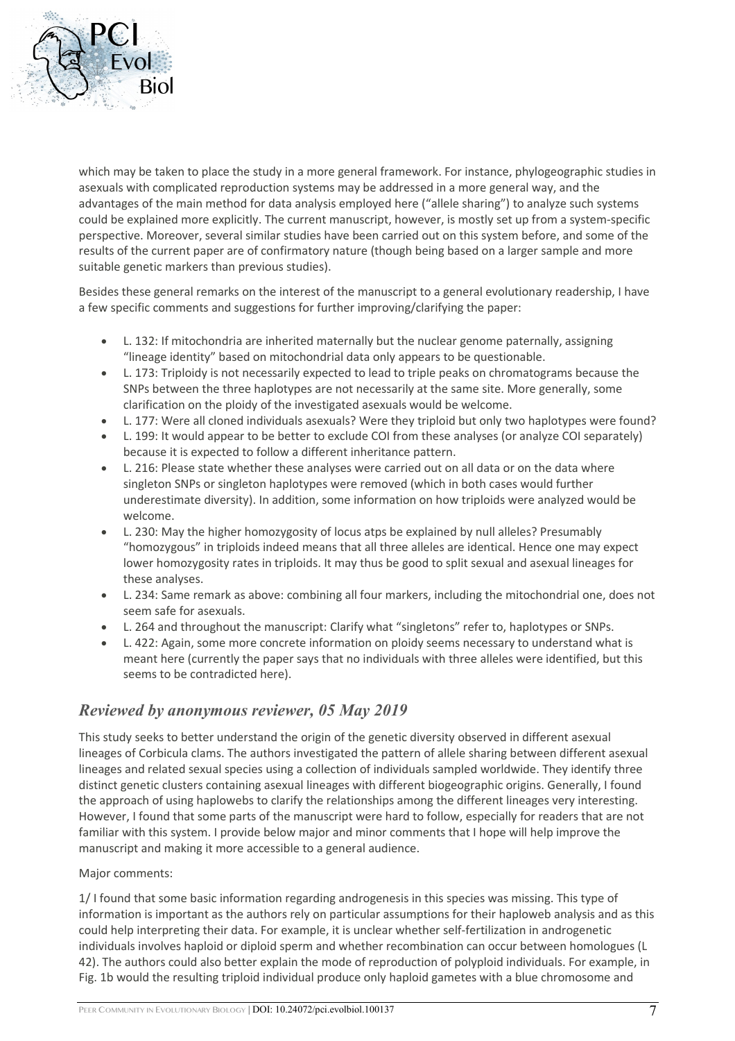which may be taken to place the study in a more general framework. For instance, phylogeographic studies in asexuals with complicated reproduction systems may be addressed in a more general way, and the advantages of the main method for data analysis employed here ("allele sharing") to analyze such systems could be explained more explicitly. The current manuscript, however, is mostly set up from a system-specific perspective. Moreover, several similar studies have been carried out on this system before, and some of the results of the current paper are of confirmatory nature (though being based on a larger sample and more suitable genetic markers than previous studies).

Besides these general remarks on the interest of the manuscript to a general evolutionary readership, I have a few specific comments and suggestions for further improving/clarifying the paper:

- L. 132: If mitochondria are inherited maternally but the nuclear genome paternally, assigning "lineage identity" based on mitochondrial data only appears to be questionable.
- L. 173: Triploidy is not necessarily expected to lead to triple peaks on chromatograms because the SNPs between the three haplotypes are not necessarily at the same site. More generally, some clarification on the ploidy of the investigated asexuals would be welcome.
- L. 177: Were all cloned individuals asexuals? Were they triploid but only two haplotypes were found?
- L. 199: It would appear to be better to exclude COI from these analyses (or analyze COI separately) because it is expected to follow a different inheritance pattern.
- L. 216: Please state whether these analyses were carried out on all data or on the data where singleton SNPs or singleton haplotypes were removed (which in both cases would further underestimate diversity). In addition, some information on how triploids were analyzed would be welcome.
- L. 230: May the higher homozygosity of locus atps be explained by null alleles? Presumably "homozygous" in triploids indeed means that all three alleles are identical. Hence one may expect lower homozygosity rates in triploids. It may thus be good to split sexual and asexual lineages for these analyses.
- L. 234: Same remark as above: combining all four markers, including the mitochondrial one, does not seem safe for asexuals.
- L. 264 and throughout the manuscript: Clarify what "singletons" refer to, haplotypes or SNPs.
- L. 422: Again, some more concrete information on ploidy seems necessary to understand what is meant here (currently the paper says that no individuals with three alleles were identified, but this seems to be contradicted here).

## *Reviewed by anonymous reviewer, 05 May 2019*

This study seeks to better understand the origin of the genetic diversity observed in different asexual lineages of Corbicula clams. The authors investigated the pattern of allele sharing between different asexual lineages and related sexual species using a collection of individuals sampled worldwide. They identify three distinct genetic clusters containing asexual lineages with different biogeographic origins. Generally, I found the approach of using haplowebs to clarify the relationships among the different lineages very interesting. However, I found that some parts of the manuscript were hard to follow, especially for readers that are not familiar with this system. I provide below major and minor comments that I hope will help improve the manuscript and making it more accessible to a general audience.

Major comments:

1/ I found that some basic information regarding androgenesis in this species was missing. This type of information is important as the authors rely on particular assumptions for their haploweb analysis and as this could help interpreting their data. For example, it is unclear whether self-fertilization in androgenetic individuals involves haploid or diploid sperm and whether recombination can occur between homologues (L 42). The authors could also better explain the mode of reproduction of polyploid individuals. For example, in Fig. 1b would the resulting triploid individual produce only haploid gametes with a blue chromosome and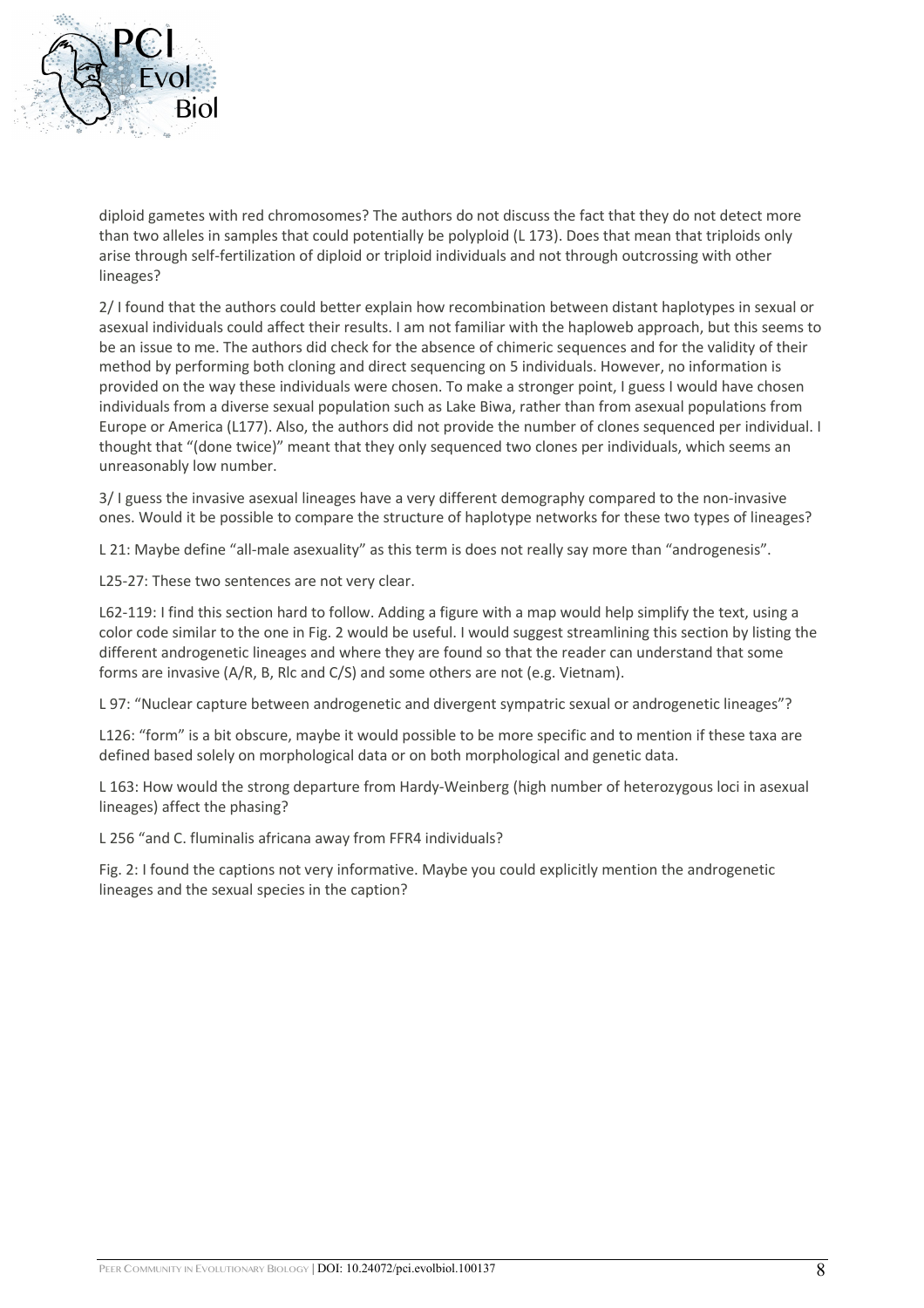diploid gametes with red chromosomes? The authors do not discuss the fact that they do not detect more than two alleles in samples that could potentially be polyploid (L 173). Does that mean that triploids only arise through self-fertilization of diploid or triploid individuals and not through outcrossing with other lineages?

2/ I found that the authors could better explain how recombination between distant haplotypes in sexual or asexual individuals could affect their results. I am not familiar with the haploweb approach, but this seems to be an issue to me. The authors did check for the absence of chimeric sequences and for the validity of their method by performing both cloning and direct sequencing on 5 individuals. However, no information is provided on the way these individuals were chosen. To make a stronger point, I guess I would have chosen individuals from a diverse sexual population such as Lake Biwa, rather than from asexual populations from Europe or America (L177). Also, the authors did not provide the number of clones sequenced per individual. I thought that "(done twice)" meant that they only sequenced two clones per individuals, which seems an unreasonably low number.

3/ I guess the invasive asexual lineages have a very different demography compared to the non-invasive ones. Would it be possible to compare the structure of haplotype networks for these two types of lineages?

L 21: Maybe define "all-male asexuality" as this term is does not really say more than "androgenesis".

L25-27: These two sentences are not very clear.

L62-119: I find this section hard to follow. Adding a figure with a map would help simplify the text, using a color code similar to the one in Fig. 2 would be useful. I would suggest streamlining this section by listing the different androgenetic lineages and where they are found so that the reader can understand that some forms are invasive (A/R, B, Rlc and C/S) and some others are not (e.g. Vietnam).

L 97: "Nuclear capture between androgenetic and divergent sympatric sexual or androgenetic lineages"?

L126: "form" is a bit obscure, maybe it would possible to be more specific and to mention if these taxa are defined based solely on morphological data or on both morphological and genetic data.

L 163: How would the strong departure from Hardy-Weinberg (high number of heterozygous loci in asexual lineages) affect the phasing?

L 256 "and C. fluminalis africana away from FFR4 individuals?

Fig. 2: I found the captions not very informative. Maybe you could explicitly mention the androgenetic lineages and the sexual species in the caption?